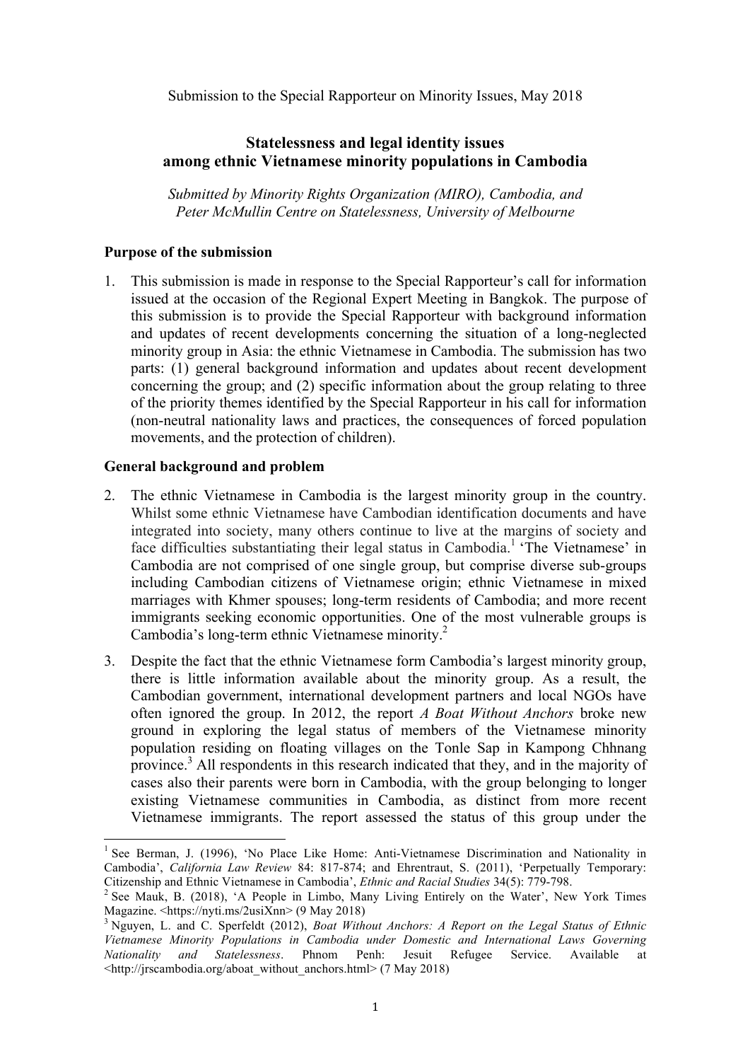Submission to the Special Rapporteur on Minority Issues, May 2018

# Statelessness and legal identity issues among ethnic Vietnamese minority populations in Cambodia

*Submitted by Minority Rights Organization (MIRO), Cambodia, and Peter McMullin Centre on Statelessness, University of Melbourne*

## Purpose of the submission

1. This submission is made in response to the Special Rapporteur's call for information issued at the occasion of the Regional Expert Meeting in Bangkok. The purpose of this submission is to provide the Special Rapporteur with background information and updates of recent developments concerning the situation of a long-neglected minority group in Asia: the ethnic Vietnamese in Cambodia. The submission has two parts: (1) general background information and updates about recent development concerning the group; and (2) specific information about the group relating to three of the priority themes identified by the Special Rapporteur in his call for information (non-neutral nationality laws and practices, the consequences of forced population movements, and the protection of children).

## General background and problem

2. The ethnic Vietnamese in Cambodia is the largest minority group in the country. Whilst some ethnic Vietnamese have Cambodian identification documents and have integrated into society, many others continue to live at the margins of society and face difficulties substantiating their legal status in Cambodia.[1] 'The Vietnamese' in Cambodia are not comprised of one single group, but comprise diverse sub-groups including Cambodian citizens of Vietnamese origin; ethnic Vietnamese in mixed marriages with Khmer spouses; long-term residents of Cambodia; and more recent immigrants seeking economic opportunities. One of the most vulnerable groups is Cambodia's long-term ethnic Vietnamese minority.[2]

3. Despite the fact that the ethnic Vietnamese form Cambodia's largest minority group, there is little information available about the minority group. As a result, the Cambodian government, international development partners and local NGOs have often ignored the group. In 2012, the report *A Boat Without Anchors* broke new ground in exploring the legal status of members of the Vietnamese minority population residing on floating villages on the Tonle Sap in Kampong Chhnang province.[3] All respondents in this research indicated that they, and in the majority of cases also their parents were born in Cambodia, with the group belonging to longer existing Vietnamese communities in Cambodia, as distinct from more recent Vietnamese immigrants. The report assessed the status of this group under the

---

[1] See Berman, J. (1996), 'No Place Like Home: Anti-Vietnamese Discrimination and Nationality in Cambodia', *California Law Review* 84: 817-874; and Ehrentraut, S. (2011), 'Perpetually Temporary: Citizenship and Ethnic Vietnamese in Cambodia', *Ethnic and Racial Studies* 34(5): 779-798.

[2] See Mauk, B. (2018), 'A People in Limbo, Many Living Entirely on the Water', New York Times Magazine. <https://nyti.ms/2usiXnn> (9 May 2018)

[3] Nguyen, L. and C. Sperfeldt (2012), *Boat Without Anchors: A Report on the Legal Status of Ethnic Vietnamese Minority Populations in Cambodia under Domestic and International Laws Governing Nationality and Statelessness*. Phnom Penh: Jesuit Refugee Service. Available at <http://jrscambodia.org/aboat_without_anchors.html> (7 May 2018)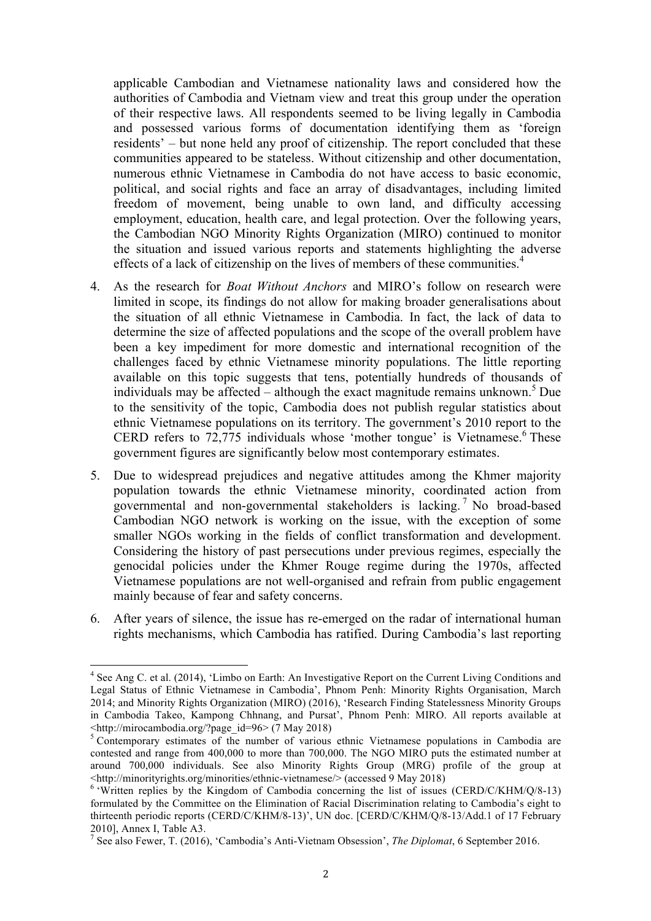applicable Cambodian and Vietnamese nationality laws and considered how the authorities of Cambodia and Vietnam view and treat this group under the operation of their respective laws. All respondents seemed to be living legally in Cambodia and possessed various forms of documentation identifying them as 'foreign residents' – but none held any proof of citizenship. The report concluded that these communities appeared to be stateless. Without citizenship and other documentation, numerous ethnic Vietnamese in Cambodia do not have access to basic economic, political, and social rights and face an array of disadvantages, including limited freedom of movement, being unable to own land, and difficulty accessing employment, education, health care, and legal protection. Over the following years, the Cambodian NGO Minority Rights Organization (MIRO) continued to monitor the situation and issued various reports and statements highlighting the adverse effects of a lack of citizenship on the lives of members of these communities.[4]

4. As the research for *Boat Without Anchors* and MIRO's follow on research were limited in scope, its findings do not allow for making broader generalisations about the situation of all ethnic Vietnamese in Cambodia. In fact, the lack of data to determine the size of affected populations and the scope of the overall problem have been a key impediment for more domestic and international recognition of the challenges faced by ethnic Vietnamese minority populations. The little reporting available on this topic suggests that tens, potentially hundreds of thousands of individuals may be affected – although the exact magnitude remains unknown.[5] Due to the sensitivity of the topic, Cambodia does not publish regular statistics about ethnic Vietnamese populations on its territory. The government's 2010 report to the CERD refers to 72,775 individuals whose 'mother tongue' is Vietnamese.[6] These government figures are significantly below most contemporary estimates.

5. Due to widespread prejudices and negative attitudes among the Khmer majority population towards the ethnic Vietnamese minority, coordinated action from governmental and non-governmental stakeholders is lacking.[7] No broad-based Cambodian NGO network is working on the issue, with the exception of some smaller NGOs working in the fields of conflict transformation and development. Considering the history of past persecutions under previous regimes, especially the genocidal policies under the Khmer Rouge regime during the 1970s, affected Vietnamese populations are not well-organised and refrain from public engagement mainly because of fear and safety concerns.

6. After years of silence, the issue has re-emerged on the radar of international human rights mechanisms, which Cambodia has ratified. During Cambodia's last reporting

---

[4] See Ang C. et al. (2014), 'Limbo on Earth: An Investigative Report on the Current Living Conditions and Legal Status of Ethnic Vietnamese in Cambodia', Phnom Penh: Minority Rights Organisation, March 2014; and Minority Rights Organization (MIRO) (2016), 'Research Finding Statelessness Minority Groups in Cambodia Takeo, Kampong Chhnang, and Pursat', Phnom Penh: MIRO. All reports available at <http://mirocambodia.org/?page_id=96> (7 May 2018)

[5] Contemporary estimates of the number of various ethnic Vietnamese populations in Cambodia are contested and range from 400,000 to more than 700,000. The NGO MIRO puts the estimated number at around 700,000 individuals. See also Minority Rights Group (MRG) profile of the group at <http://minorityrights.org/minorities/ethnic-vietnamese/> (accessed 9 May 2018)

[6] 'Written replies by the Kingdom of Cambodia concerning the list of issues (CERD/C/KHM/Q/8-13) formulated by the Committee on the Elimination of Racial Discrimination relating to Cambodia's eight to thirteenth periodic reports (CERD/C/KHM/8-13)', UN doc. [CERD/C/KHM/Q/8-13/Add.1 of 17 February 2010], Annex I, Table A3.

[7] See also Fewer, T. (2016), 'Cambodia's Anti-Vietnam Obsession', *The Diplomat*, 6 September 2016.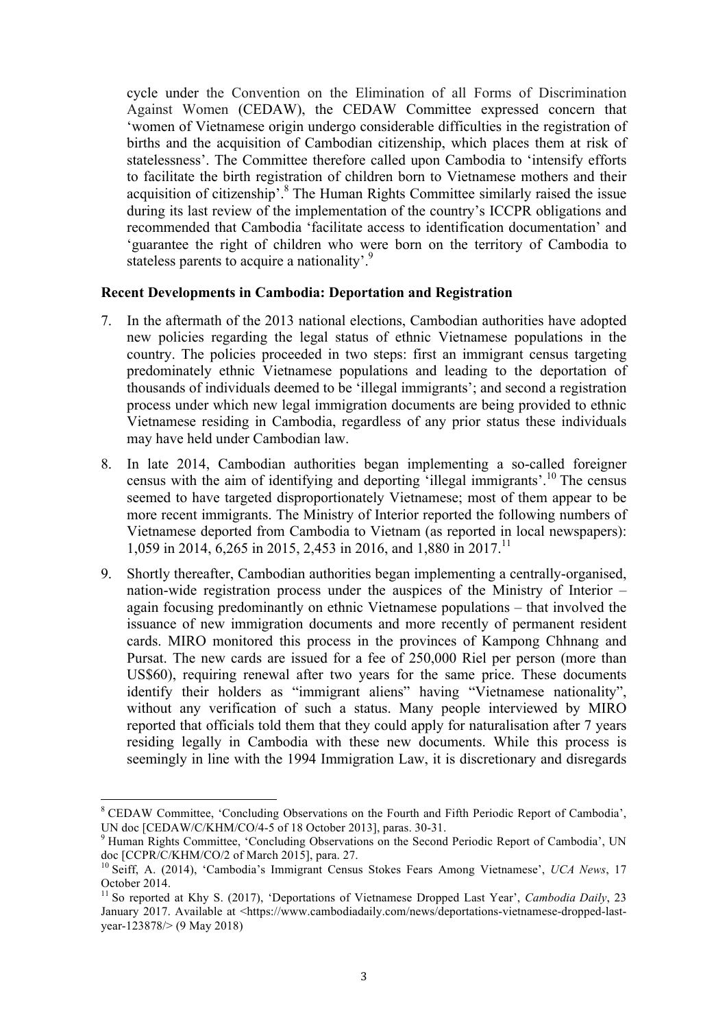cycle under the Convention on the Elimination of all Forms of Discrimination Against Women (CEDAW), the CEDAW Committee expressed concern that 'women of Vietnamese origin undergo considerable difficulties in the registration of births and the acquisition of Cambodian citizenship, which places them at risk of statelessness'. The Committee therefore called upon Cambodia to 'intensify efforts to facilitate the birth registration of children born to Vietnamese mothers and their acquisition of citizenship'.[8] The Human Rights Committee similarly raised the issue during its last review of the implementation of the country's ICCPR obligations and recommended that Cambodia 'facilitate access to identification documentation' and 'guarantee the right of children who were born on the territory of Cambodia to stateless parents to acquire a nationality'.[9]

**Recent Developments in Cambodia: Deportation and Registration**

7. In the aftermath of the 2013 national elections, Cambodian authorities have adopted new policies regarding the legal status of ethnic Vietnamese populations in the country. The policies proceeded in two steps: first an immigrant census targeting predominately ethnic Vietnamese populations and leading to the deportation of thousands of individuals deemed to be 'illegal immigrants'; and second a registration process under which new legal immigration documents are being provided to ethnic Vietnamese residing in Cambodia, regardless of any prior status these individuals may have held under Cambodian law.

8. In late 2014, Cambodian authorities began implementing a so-called foreigner census with the aim of identifying and deporting 'illegal immigrants'.[10] The census seemed to have targeted disproportionately Vietnamese; most of them appear to be more recent immigrants. The Ministry of Interior reported the following numbers of Vietnamese deported from Cambodia to Vietnam (as reported in local newspapers): 1,059 in 2014, 6,265 in 2015, 2,453 in 2016, and 1,880 in 2017.[11]

9. Shortly thereafter, Cambodian authorities began implementing a centrally-organised, nation-wide registration process under the auspices of the Ministry of Interior – again focusing predominantly on ethnic Vietnamese populations – that involved the issuance of new immigration documents and more recently of permanent resident cards. MIRO monitored this process in the provinces of Kampong Chhnang and Pursat. The new cards are issued for a fee of 250,000 Riel per person (more than US$60), requiring renewal after two years for the same price. These documents identify their holders as "immigrant aliens" having "Vietnamese nationality", without any verification of such a status. Many people interviewed by MIRO reported that officials told them that they could apply for naturalisation after 7 years residing legally in Cambodia with these new documents. While this process is seemingly in line with the 1994 Immigration Law, it is discretionary and disregards

---

[8] CEDAW Committee, 'Concluding Observations on the Fourth and Fifth Periodic Report of Cambodia', UN doc [CEDAW/C/KHM/CO/4-5 of 18 October 2013], paras. 30-31.

[9] Human Rights Committee, 'Concluding Observations on the Second Periodic Report of Cambodia', UN doc [CCPR/C/KHM/CO/2 of March 2015], para. 27.

[10] Seiff, A. (2014), 'Cambodia's Immigrant Census Stokes Fears Among Vietnamese', *UCA News*, 17 October 2014.

[11] So reported at Khy S. (2017), 'Deportations of Vietnamese Dropped Last Year', *Cambodia Daily*, 23 January 2017. Available at <https://www.cambodiadaily.com/news/deportations-vietnamese-dropped-last-year-123878/> (9 May 2018)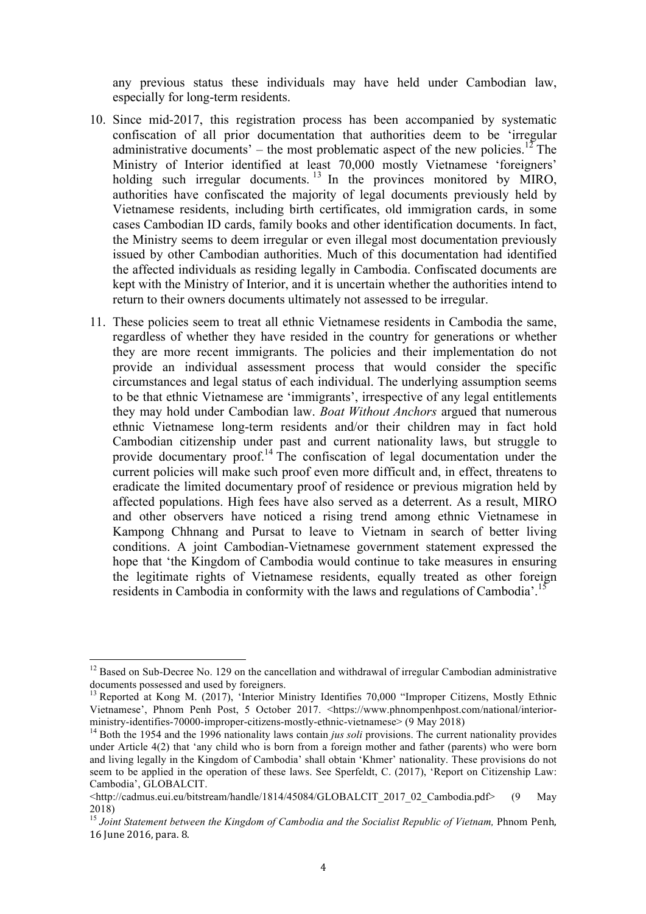any previous status these individuals may have held under Cambodian law, especially for long-term residents.

10. Since mid-2017, this registration process has been accompanied by systematic confiscation of all prior documentation that authorities deem to be 'irregular administrative documents' – the most problematic aspect of the new policies.[12] The Ministry of Interior identified at least 70,000 mostly Vietnamese 'foreigners' holding such irregular documents.[13] In the provinces monitored by MIRO, authorities have confiscated the majority of legal documents previously held by Vietnamese residents, including birth certificates, old immigration cards, in some cases Cambodian ID cards, family books and other identification documents. In fact, the Ministry seems to deem irregular or even illegal most documentation previously issued by other Cambodian authorities. Much of this documentation had identified the affected individuals as residing legally in Cambodia. Confiscated documents are kept with the Ministry of Interior, and it is uncertain whether the authorities intend to return to their owners documents ultimately not assessed to be irregular.

11. These policies seem to treat all ethnic Vietnamese residents in Cambodia the same, regardless of whether they have resided in the country for generations or whether they are more recent immigrants. The policies and their implementation do not provide an individual assessment process that would consider the specific circumstances and legal status of each individual. The underlying assumption seems to be that ethnic Vietnamese are 'immigrants', irrespective of any legal entitlements they may hold under Cambodian law. *Boat Without Anchors* argued that numerous ethnic Vietnamese long-term residents and/or their children may in fact hold Cambodian citizenship under past and current nationality laws, but struggle to provide documentary proof.[14] The confiscation of legal documentation under the current policies will make such proof even more difficult and, in effect, threatens to eradicate the limited documentary proof of residence or previous migration held by affected populations. High fees have also served as a deterrent. As a result, MIRO and other observers have noticed a rising trend among ethnic Vietnamese in Kampong Chhnang and Pursat to leave to Vietnam in search of better living conditions. A joint Cambodian-Vietnamese government statement expressed the hope that 'the Kingdom of Cambodia would continue to take measures in ensuring the legitimate rights of Vietnamese residents, equally treated as other foreign residents in Cambodia in conformity with the laws and regulations of Cambodia'.[15]

---

[12] Based on Sub-Decree No. 129 on the cancellation and withdrawal of irregular Cambodian administrative documents possessed and used by foreigners.

[13] Reported at Kong M. (2017), 'Interior Ministry Identifies 70,000 "Improper Citizens, Mostly Ethnic Vietnamese', Phnom Penh Post, 5 October 2017. <https://www.phnompenhpost.com/national/interior-ministry-identifies-70000-improper-citizens-mostly-ethnic-vietnamese> (9 May 2018)

[14] Both the 1954 and the 1996 nationality laws contain *jus soli* provisions. The current nationality provides under Article 4(2) that 'any child who is born from a foreign mother and father (parents) who were born and living legally in the Kingdom of Cambodia' shall obtain 'Khmer' nationality. These provisions do not seem to be applied in the operation of these laws. See Sperfeldt, C. (2017), 'Report on Citizenship Law: Cambodia', GLOBALCIT. <http://cadmus.eui.eu/bitstream/handle/1814/45084/GLOBALCIT_2017_02_Cambodia.pdf> (9 May 2018)

[15] *Joint Statement between the Kingdom of Cambodia and the Socialist Republic of Vietnam,* Phnom Penh, 16 June 2016, para. 8.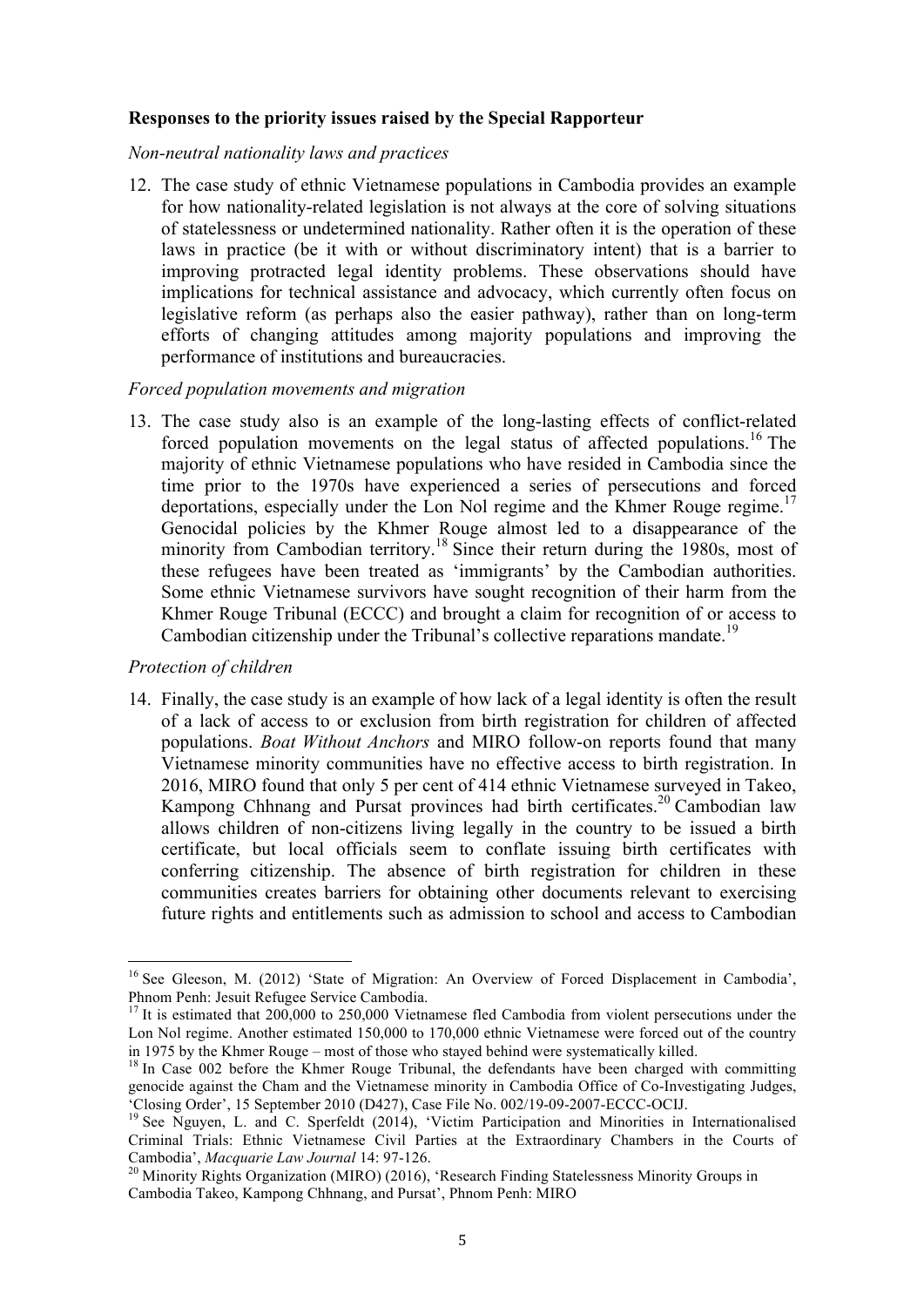**Responses to the priority issues raised by the Special Rapporteur**

*Non-neutral nationality laws and practices*

12. The case study of ethnic Vietnamese populations in Cambodia provides an example for how nationality-related legislation is not always at the core of solving situations of statelessness or undetermined nationality. Rather often it is the operation of these laws in practice (be it with or without discriminatory intent) that is a barrier to improving protracted legal identity problems. These observations should have implications for technical assistance and advocacy, which currently often focus on legislative reform (as perhaps also the easier pathway), rather than on long-term efforts of changing attitudes among majority populations and improving the performance of institutions and bureaucracies.

*Forced population movements and migration*

13. The case study also is an example of the long-lasting effects of conflict-related forced population movements on the legal status of affected populations.[16] The majority of ethnic Vietnamese populations who have resided in Cambodia since the time prior to the 1970s have experienced a series of persecutions and forced deportations, especially under the Lon Nol regime and the Khmer Rouge regime.[17] Genocidal policies by the Khmer Rouge almost led to a disappearance of the minority from Cambodian territory.[18] Since their return during the 1980s, most of these refugees have been treated as 'immigrants' by the Cambodian authorities. Some ethnic Vietnamese survivors have sought recognition of their harm from the Khmer Rouge Tribunal (ECCC) and brought a claim for recognition of or access to Cambodian citizenship under the Tribunal's collective reparations mandate.[19]

*Protection of children*

14. Finally, the case study is an example of how lack of a legal identity is often the result of a lack of access to or exclusion from birth registration for children of affected populations. *Boat Without Anchors* and MIRO follow-on reports found that many Vietnamese minority communities have no effective access to birth registration. In 2016, MIRO found that only 5 per cent of 414 ethnic Vietnamese surveyed in Takeo, Kampong Chhnang and Pursat provinces had birth certificates.[20] Cambodian law allows children of non-citizens living legally in the country to be issued a birth certificate, but local officials seem to conflate issuing birth certificates with conferring citizenship. The absence of birth registration for children in these communities creates barriers for obtaining other documents relevant to exercising future rights and entitlements such as admission to school and access to Cambodian

---

[16] See Gleeson, M. (2012) 'State of Migration: An Overview of Forced Displacement in Cambodia', Phnom Penh: Jesuit Refugee Service Cambodia.

[17] It is estimated that 200,000 to 250,000 Vietnamese fled Cambodia from violent persecutions under the Lon Nol regime. Another estimated 150,000 to 170,000 ethnic Vietnamese were forced out of the country in 1975 by the Khmer Rouge – most of those who stayed behind were systematically killed.

[18] In Case 002 before the Khmer Rouge Tribunal, the defendants have been charged with committing genocide against the Cham and the Vietnamese minority in Cambodia Office of Co-Investigating Judges, 'Closing Order', 15 September 2010 (D427), Case File No. 002/19-09-2007-ECCC-OCIJ.

[19] See Nguyen, L. and C. Sperfeldt (2014), 'Victim Participation and Minorities in Internationalised Criminal Trials: Ethnic Vietnamese Civil Parties at the Extraordinary Chambers in the Courts of Cambodia', *Macquarie Law Journal* 14: 97-126.

[20] Minority Rights Organization (MIRO) (2016), 'Research Finding Statelessness Minority Groups in Cambodia Takeo, Kampong Chhnang, and Pursat', Phnom Penh: MIRO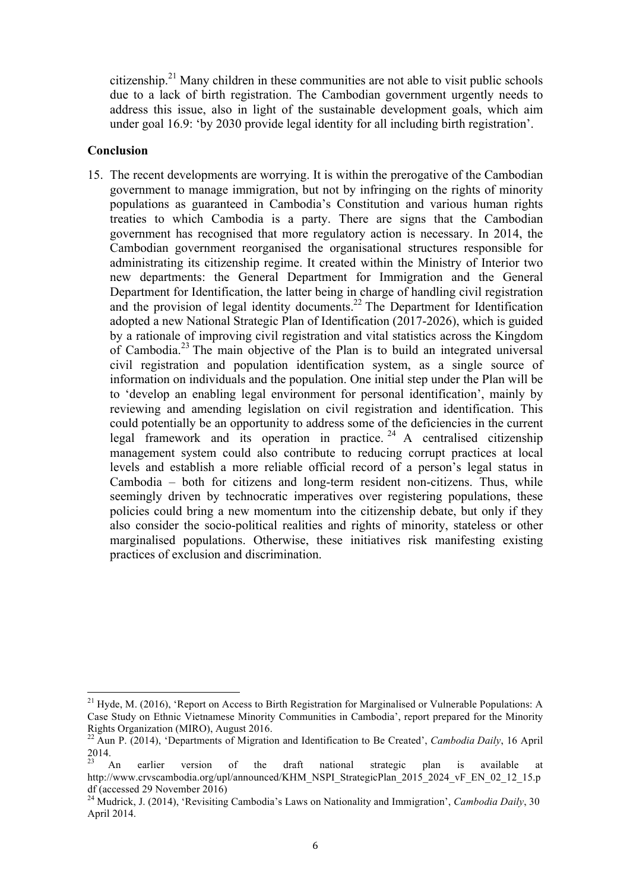citizenship.[21] Many children in these communities are not able to visit public schools due to a lack of birth registration. The Cambodian government urgently needs to address this issue, also in light of the sustainable development goals, which aim under goal 16.9: 'by 2030 provide legal identity for all including birth registration'.

**Conclusion**

15. The recent developments are worrying. It is within the prerogative of the Cambodian government to manage immigration, but not by infringing on the rights of minority populations as guaranteed in Cambodia's Constitution and various human rights treaties to which Cambodia is a party. There are signs that the Cambodian government has recognised that more regulatory action is necessary. In 2014, the Cambodian government reorganised the organisational structures responsible for administrating its citizenship regime. It created within the Ministry of Interior two new departments: the General Department for Immigration and the General Department for Identification, the latter being in charge of handling civil registration and the provision of legal identity documents.[22] The Department for Identification adopted a new National Strategic Plan of Identification (2017-2026), which is guided by a rationale of improving civil registration and vital statistics across the Kingdom of Cambodia.[23] The main objective of the Plan is to build an integrated universal civil registration and population identification system, as a single source of information on individuals and the population. One initial step under the Plan will be to 'develop an enabling legal environment for personal identification', mainly by reviewing and amending legislation on civil registration and identification. This could potentially be an opportunity to address some of the deficiencies in the current legal framework and its operation in practice.[24] A centralised citizenship management system could also contribute to reducing corrupt practices at local levels and establish a more reliable official record of a person's legal status in Cambodia – both for citizens and long-term resident non-citizens. Thus, while seemingly driven by technocratic imperatives over registering populations, these policies could bring a new momentum into the citizenship debate, but only if they also consider the socio-political realities and rights of minority, stateless or other marginalised populations. Otherwise, these initiatives risk manifesting existing practices of exclusion and discrimination.

---

[21] Hyde, M. (2016), 'Report on Access to Birth Registration for Marginalised or Vulnerable Populations: A Case Study on Ethnic Vietnamese Minority Communities in Cambodia', report prepared for the Minority Rights Organization (MIRO), August 2016.

[22] Aun P. (2014), 'Departments of Migration and Identification to Be Created', *Cambodia Daily*, 16 April 2014.

[23] An earlier version of the draft national strategic plan is available at http://www.crvscambodia.org/upl/announced/KHM_NSPI_StrategicPlan_2015_2024_vF_EN_02_12_15.pdf (accessed 29 November 2016)

[24] Mudrick, J. (2014), 'Revisiting Cambodia's Laws on Nationality and Immigration', *Cambodia Daily*, 30 April 2014.